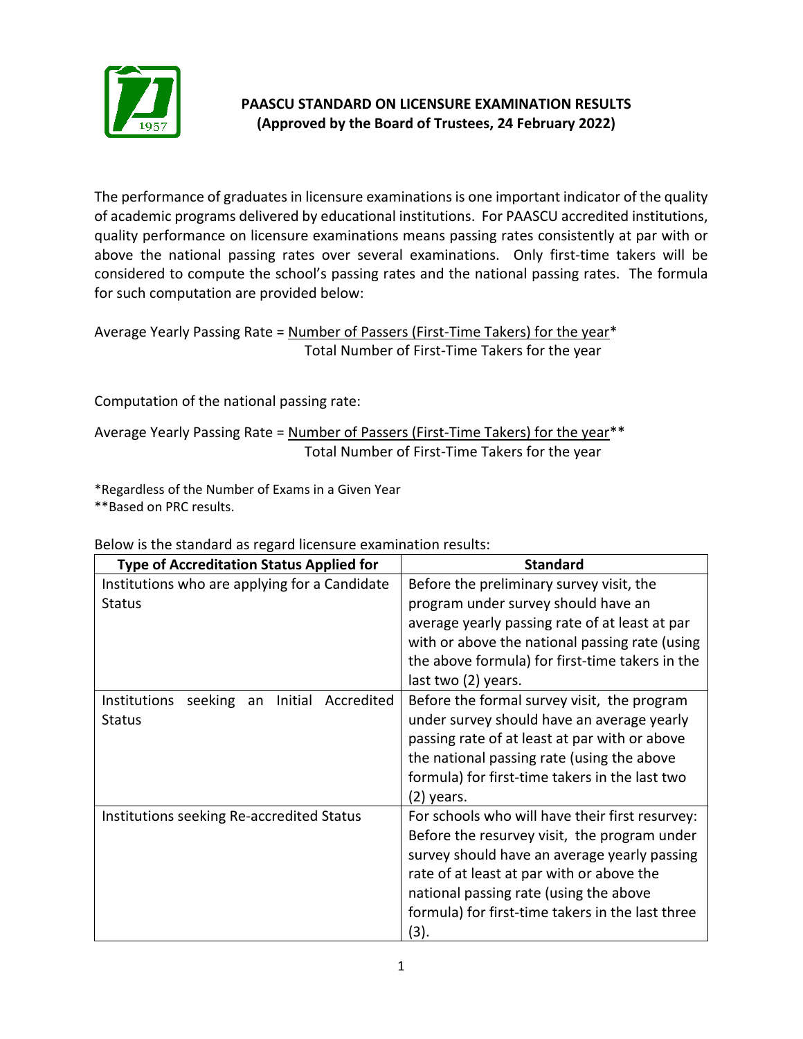## PAASCU STANDARD ON LICENSURE EXAMINATION RESULTS
**(Approved by the Board of Trustees, 24 February 2022)**

The performance of graduates in licensure examinations is one important indicator of the quality of academic programs delivered by educational institutions. For PAASCU accredited institutions, quality performance on licensure examinations means passing rates consistently at par with or above the national passing rates over several examinations. Only first-time takers will be considered to compute the school's passing rates and the national passing rates. The formula for such computation are provided below:

$$\text{Average Yearly Passing Rate} = \frac{\text{Number of Passers (First-Time Takers) for the year}^{*}}{\text{Total Number of First-Time Takers for the year}}$$

Computation of the national passing rate:

$$\text{Average Yearly Passing Rate} = \frac{\text{Number of Passers (First-Time Takers) for the year}^{**}}{\text{Total Number of First-Time Takers for the year}}$$

*Regardless of the Number of Exams in a Given Year
**Based on PRC results.

Below is the standard as regard licensure examination results:

| Type of Accreditation Status Applied for | Standard |
|---|---|
| Institutions who are applying for a Candidate Status | Before the preliminary survey visit, the program under survey should have an average yearly passing rate of at least at par with or above the national passing rate (using the above formula) for first-time takers in the last two (2) years. |
| Institutions seeking an Initial Accredited Status | Before the formal survey visit, the program under survey should have an average yearly passing rate of at least at par with or above the national passing rate (using the above formula) for first-time takers in the last two (2) years. |
| Institutions seeking Re-accredited Status | For schools who will have their first resurvey: Before the resurvey visit, the program under survey should have an average yearly passing rate of at least at par with or above the national passing rate (using the above formula) for first-time takers in the last three (3). |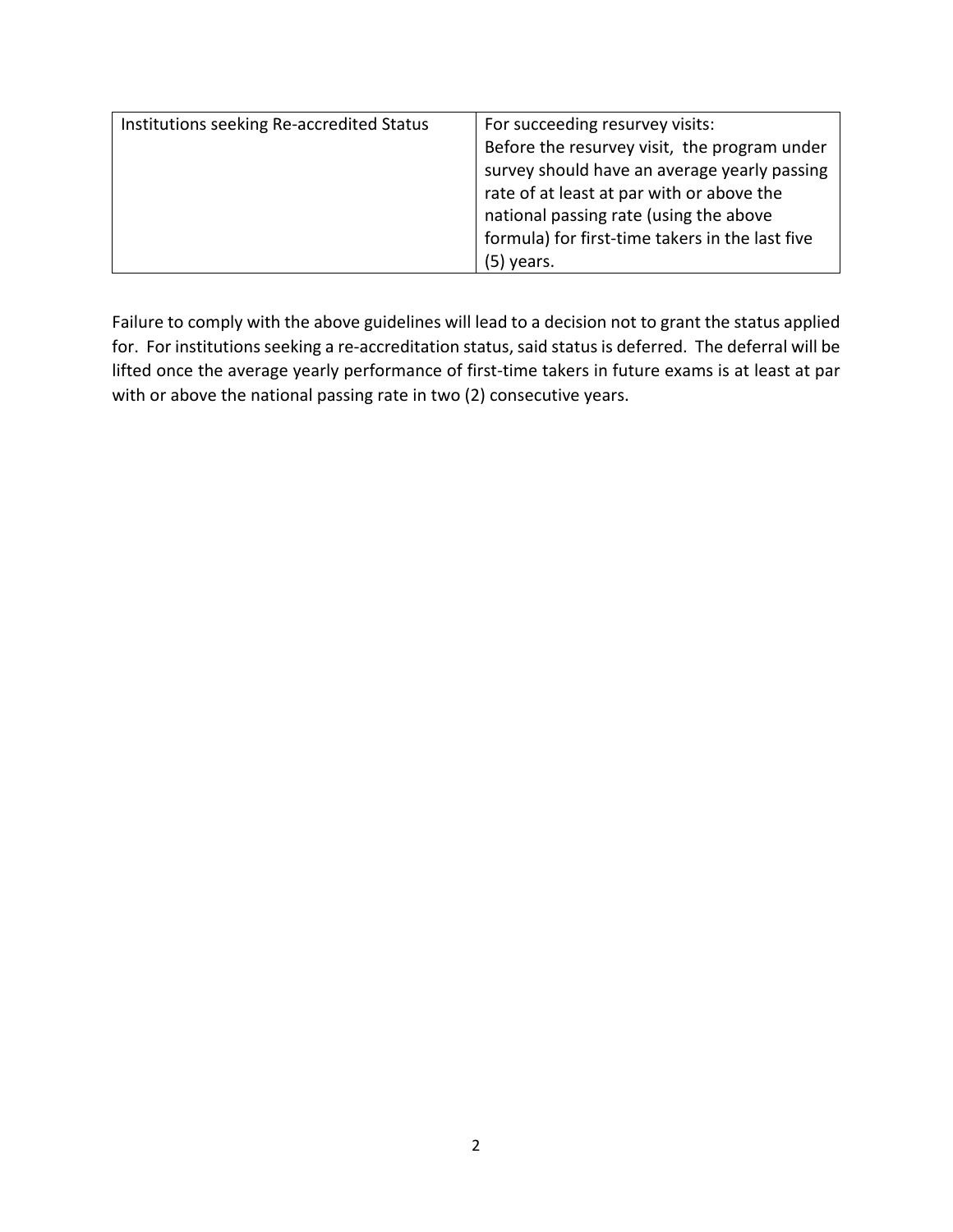| | |
|---|---|
| Institutions seeking Re-accredited Status | For succeeding resurvey visits: Before the resurvey visit, the program under survey should have an average yearly passing rate of at least at par with or above the national passing rate (using the above formula) for first-time takers in the last five (5) years. |

Failure to comply with the above guidelines will lead to a decision not to grant the status applied for. For institutions seeking a re-accreditation status, said status is deferred. The deferral will be lifted once the average yearly performance of first-time takers in future exams is at least at par with or above the national passing rate in two (2) consecutive years.